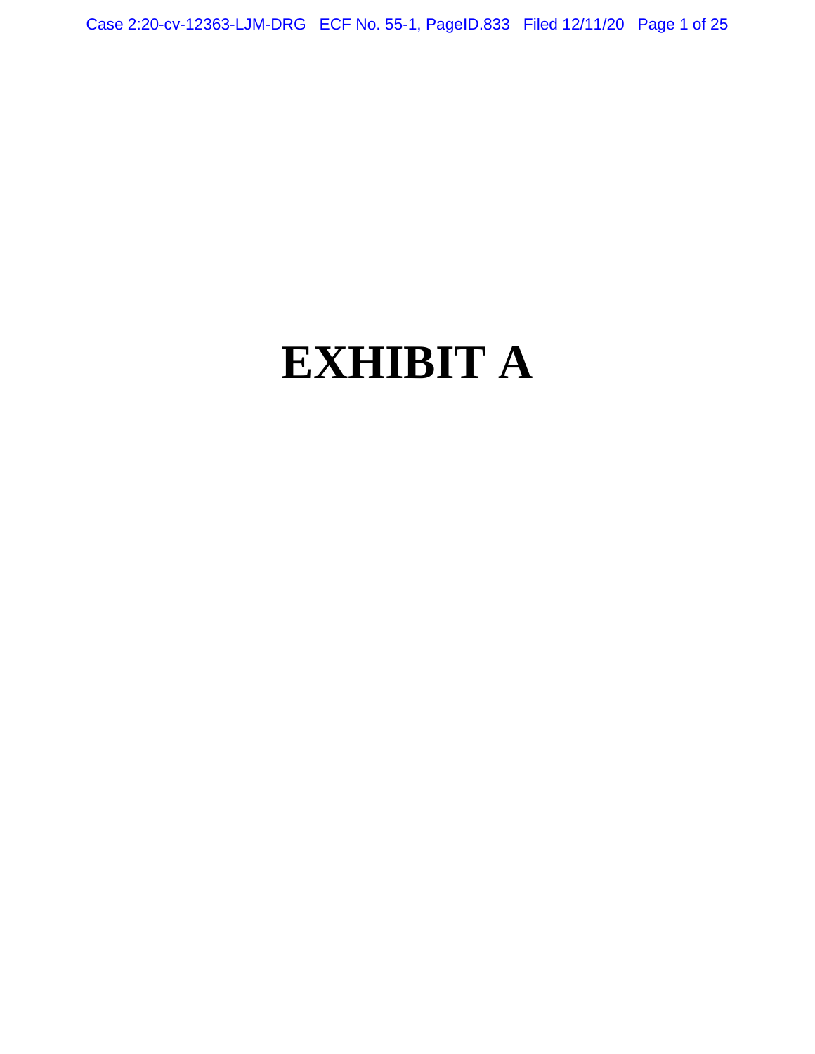# EXHIBIT A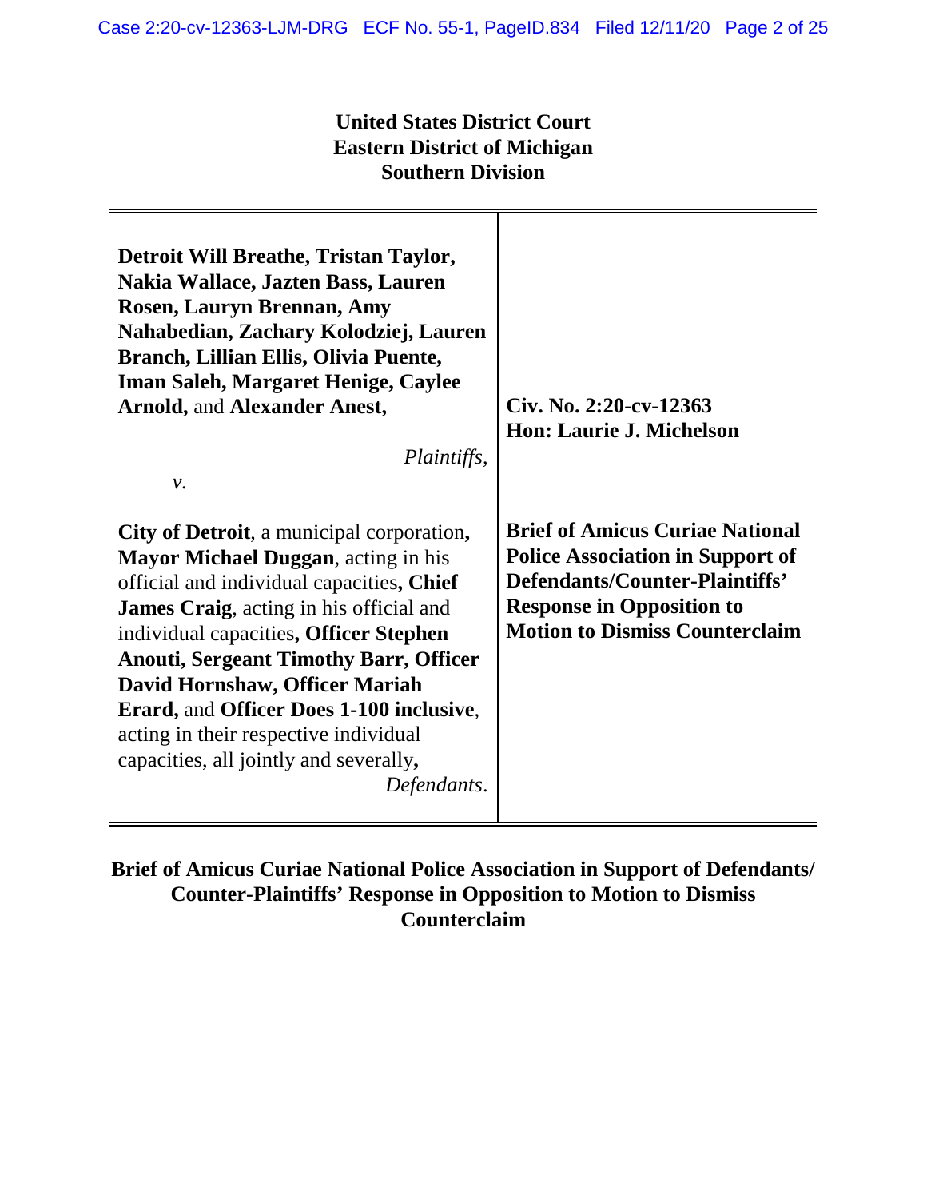**United States District Court**
**Eastern District of Michigan**
**Southern Division**

| | |
|---|---|
| **Detroit Will Breathe, Tristan Taylor, Nakia Wallace, Jazten Bass, Lauren Rosen, Lauryn Brennan, Amy Nahabedian, Zachary Kolodziej, Lauren Branch, Lillian Ellis, Olivia Puente, Iman Saleh, Margaret Henige, Caylee Arnold,** and **Alexander Anest,** *Plaintiffs*, | **Civ. No. 2:20-cv-12363** **Hon: Laurie J. Michelson** |
| *v.* | |
| **City of Detroit**, a municipal corporation**, Mayor Michael Duggan**, acting in his official and individual capacities**, Chief James Craig**, acting in his official and individual capacities**, Officer Stephen Anouti, Sergeant Timothy Barr, Officer David Hornshaw, Officer Mariah Erard,** and **Officer Does 1-100 inclusive**, acting in their respective individual capacities, all jointly and severally**,** *Defendants*. | **Brief of Amicus Curiae National Police Association in Support of Defendants/Counter-Plaintiffs' Response in Opposition to Motion to Dismiss Counterclaim** |

**Brief of Amicus Curiae National Police Association in Support of Defendants/ Counter-Plaintiffs' Response in Opposition to Motion to Dismiss Counterclaim**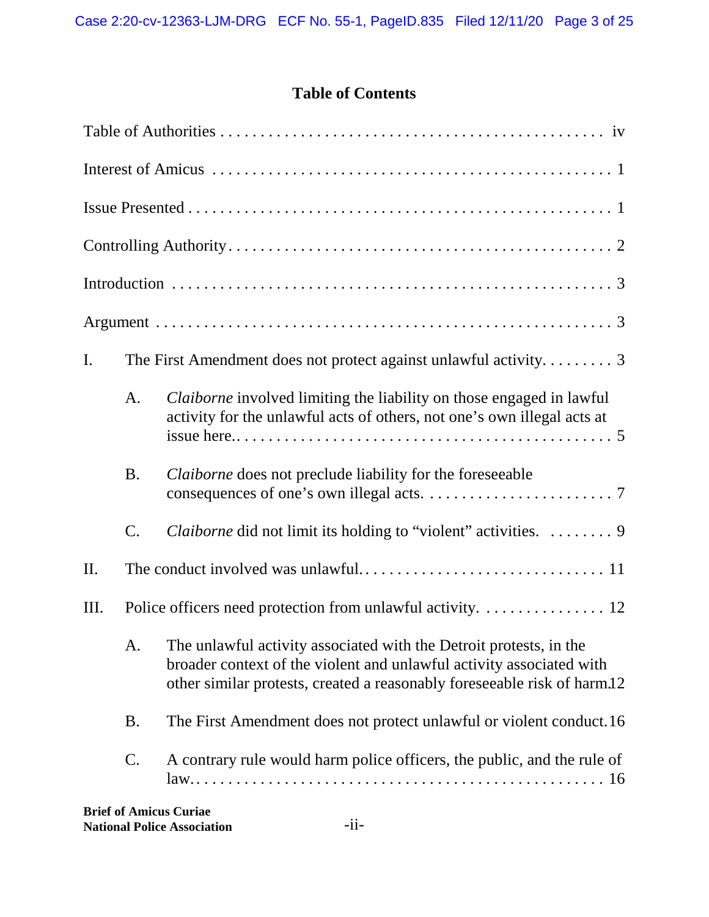# Table of Contents

Table of Authorities . . . . . . . . . . . . . . . . . . . . . . . . . . . . . . . . . . . . . . . . . . . . . . . iv

Interest of Amicus . . . . . . . . . . . . . . . . . . . . . . . . . . . . . . . . . . . . . . . . . . . . . . . . 1

Issue Presented . . . . . . . . . . . . . . . . . . . . . . . . . . . . . . . . . . . . . . . . . . . . . . . . . . 1

Controlling Authority . . . . . . . . . . . . . . . . . . . . . . . . . . . . . . . . . . . . . . . . . . . . . . 2

Introduction . . . . . . . . . . . . . . . . . . . . . . . . . . . . . . . . . . . . . . . . . . . . . . . . . . . . 3

Argument . . . . . . . . . . . . . . . . . . . . . . . . . . . . . . . . . . . . . . . . . . . . . . . . . . . . . . 3

I. The First Amendment does not protect against unlawful activity. . . . . . . . . . 3

- A. *Claiborne* involved limiting the liability on those engaged in lawful activity for the unlawful acts of others, not one's own illegal acts at issue here.. . . . . . . . . . . . . . . . . . . . . . . . . . . . . . . . . . . . . . . . . . . . . . 5
- B. *Claiborne* does not preclude liability for the foreseeable consequences of one's own illegal acts. . . . . . . . . . . . . . . . . . . . . . . . . 7
- C. *Claiborne* did not limit its holding to "violent" activities. . . . . . . . . 9

II. The conduct involved was unlawful. . . . . . . . . . . . . . . . . . . . . . . . . . . . . . . 11

III. Police officers need protection from unlawful activity. . . . . . . . . . . . . . . . 12

- A. The unlawful activity associated with the Detroit protests, in the broader context of the violent and unlawful activity associated with other similar protests, created a reasonably foreseeable risk of harm.12
- B. The First Amendment does not protect unlawful or violent conduct.16
- C. A contrary rule would harm police officers, the public, and the rule of law. . . . . . . . . . . . . . . . . . . . . . . . . . . . . . . . . . . . . . . . . . . . . . . . . . . . . 16

**Brief of Amicus Curiae**
**National Police Association**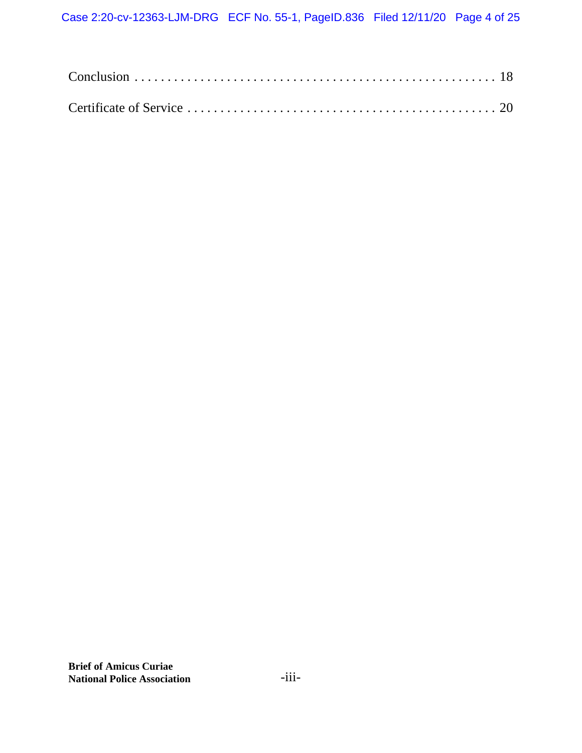Conclusion . . . . . . . . . . . . . . . . . . . . . . . . . . . . . . . . . . . . . . . . . . . . . . . . . . . . . 18

Certificate of Service . . . . . . . . . . . . . . . . . . . . . . . . . . . . . . . . . . . . . . . . . . . . . . . 20

**Brief of Amicus Curiae**
**National Police Association**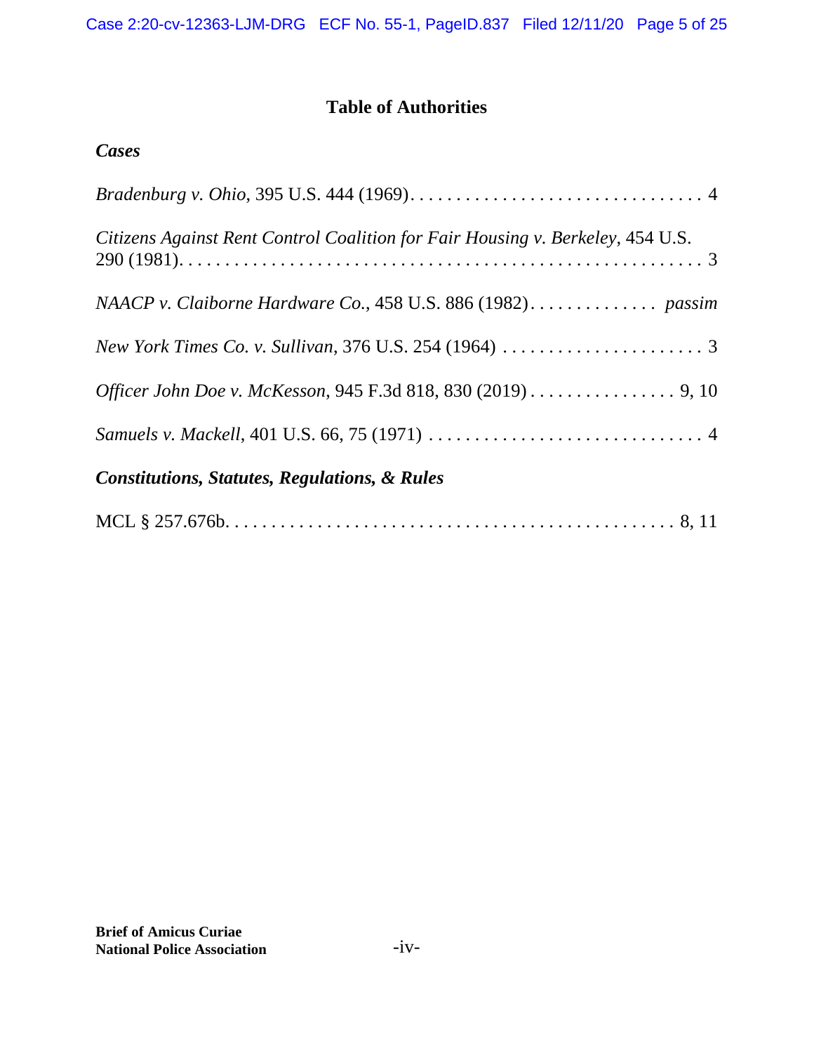# Table of Authorities

### *Cases*

*Bradenburg v. Ohio*, 395 U.S. 444 (1969). . . . . . . . . . . . . . . . . . . . . . . . . . . . . . . . . 4

*Citizens Against Rent Control Coalition for Fair Housing v. Berkeley*, 454 U.S. 290 (1981). . . . . . . . . . . . . . . . . . . . . . . . . . . . . . . . . . . . . . . . . . . . . . . . . . . . . 3

*NAACP v. Claiborne Hardware Co.*, 458 U.S. 886 (1982). . . . . . . . . . . . . . *passim*

*New York Times Co. v. Sullivan*, 376 U.S. 254 (1964) . . . . . . . . . . . . . . . . . . . . . . 3

*Officer John Doe v. McKesson*, 945 F.3d 818, 830 (2019) . . . . . . . . . . . . . . . . 9, 10

*Samuels v. Mackell*, 401 U.S. 66, 75 (1971) . . . . . . . . . . . . . . . . . . . . . . . . . . . . . . 4

### *Constitutions, Statutes, Regulations, & Rules*

MCL § 257.676b. . . . . . . . . . . . . . . . . . . . . . . . . . . . . . . . . . . . . . . . . . . . . . . . 8, 11

**Brief of Amicus Curiae**
**National Police Association**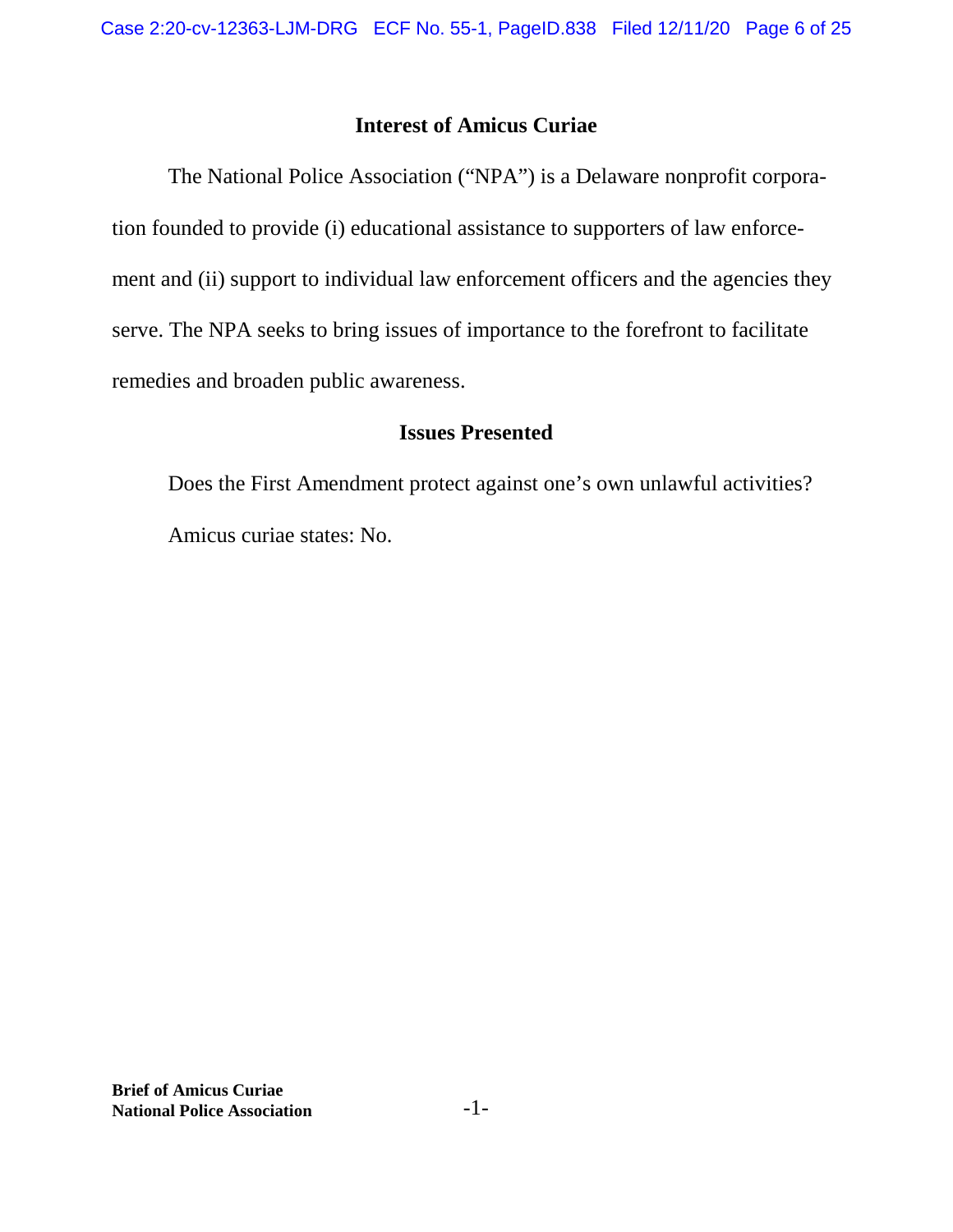## Interest of Amicus Curiae

The National Police Association ("NPA") is a Delaware nonprofit corporation founded to provide (i) educational assistance to supporters of law enforcement and (ii) support to individual law enforcement officers and the agencies they serve. The NPA seeks to bring issues of importance to the forefront to facilitate remedies and broaden public awareness.

## Issues Presented

Does the First Amendment protect against one's own unlawful activities?

Amicus curiae states: No.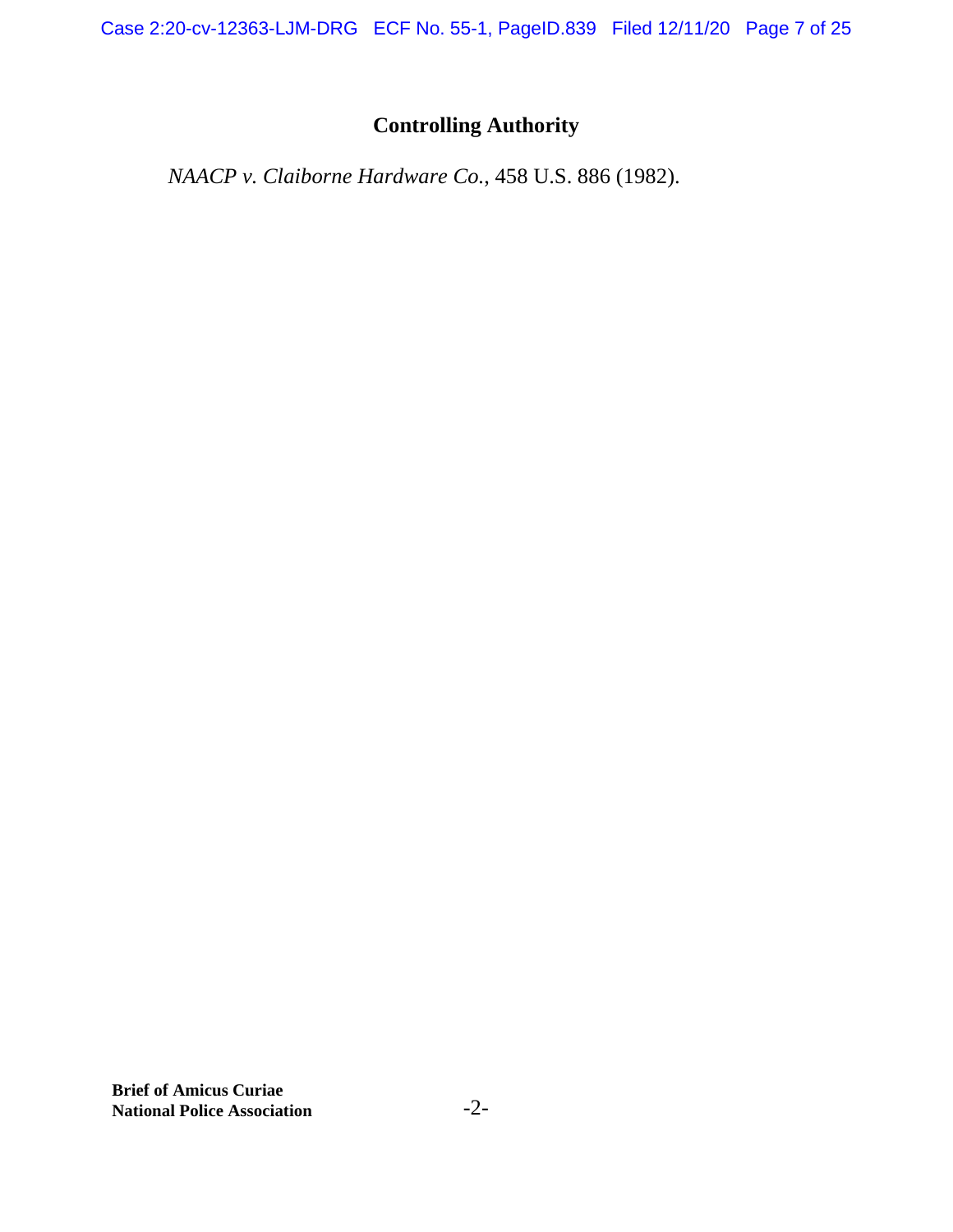## Controlling Authority

*NAACP v. Claiborne Hardware Co.*, 458 U.S. 886 (1982).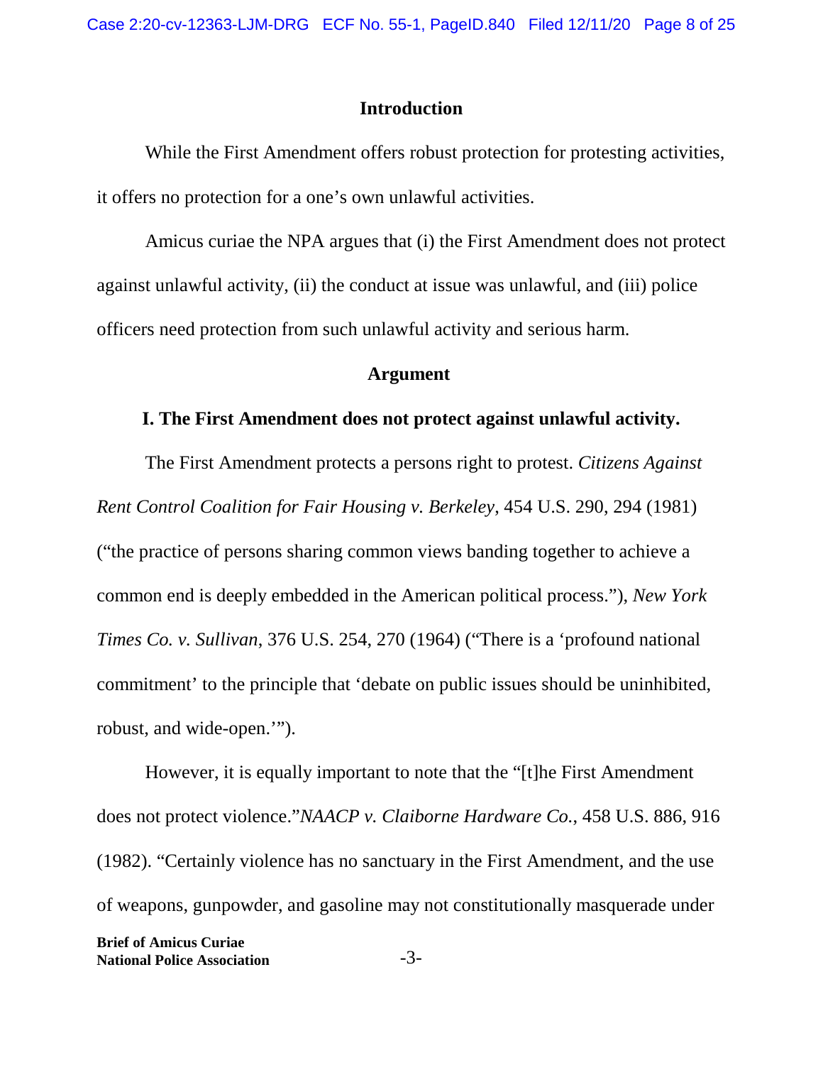## Introduction

While the First Amendment offers robust protection for protesting activities, it offers no protection for a one's own unlawful activities.

Amicus curiae the NPA argues that (i) the First Amendment does not protect against unlawful activity, (ii) the conduct at issue was unlawful, and (iii) police officers need protection from such unlawful activity and serious harm.

## Argument

### I. The First Amendment does not protect against unlawful activity.

The First Amendment protects a persons right to protest. *Citizens Against Rent Control Coalition for Fair Housing v. Berkeley*, 454 U.S. 290, 294 (1981) ("the practice of persons sharing common views banding together to achieve a common end is deeply embedded in the American political process."), *New York Times Co. v. Sullivan*, 376 U.S. 254, 270 (1964) ("There is a 'profound national commitment' to the principle that 'debate on public issues should be uninhibited, robust, and wide-open.'").

However, it is equally important to note that the "[t]he First Amendment does not protect violence."*NAACP v. Claiborne Hardware Co.*, 458 U.S. 886, 916 (1982). "Certainly violence has no sanctuary in the First Amendment, and the use of weapons, gunpowder, and gasoline may not constitutionally masquerade under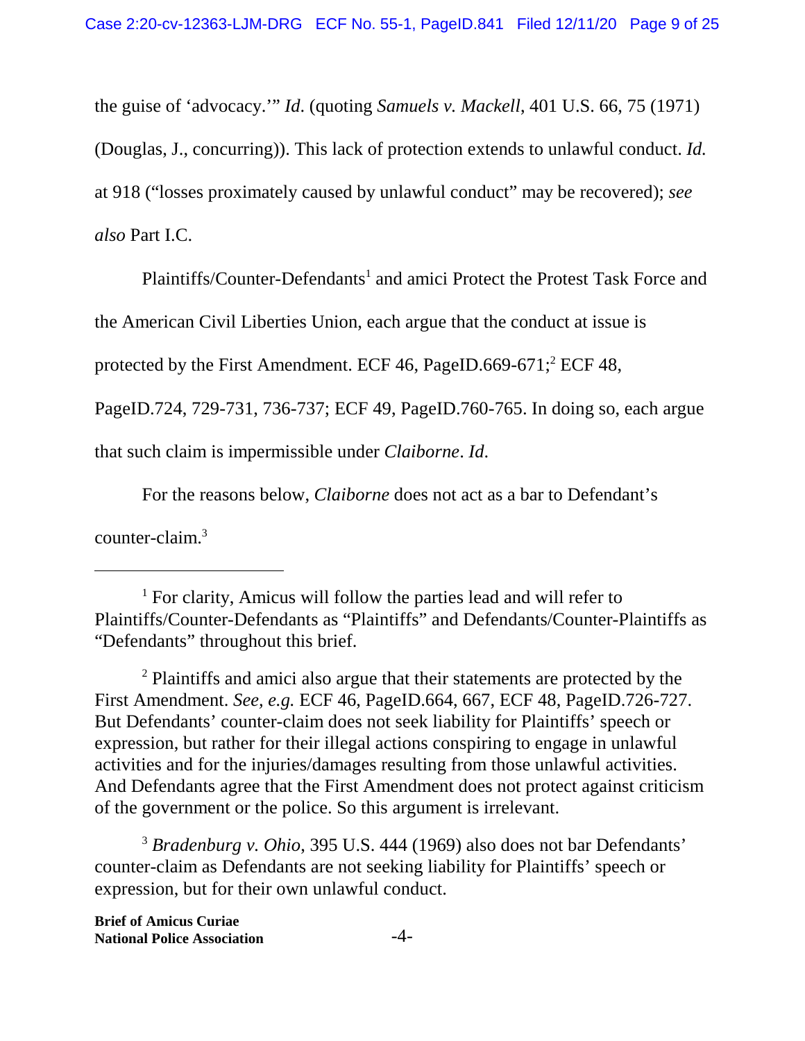the guise of 'advocacy.'" *Id*. (quoting *Samuels v. Mackell*, 401 U.S. 66, 75 (1971) (Douglas, J., concurring)). This lack of protection extends to unlawful conduct. *Id.* at 918 ("losses proximately caused by unlawful conduct" may be recovered); *see also* Part I.C.

Plaintiffs/Counter-Defendants[1] and amici Protect the Protest Task Force and the American Civil Liberties Union, each argue that the conduct at issue is protected by the First Amendment. ECF 46, PageID.669-671;[2] ECF 48, PageID.724, 729-731, 736-737; ECF 49, PageID.760-765. In doing so, each argue that such claim is impermissible under *Claiborne*. *Id*.

For the reasons below, *Claiborne* does not act as a bar to Defendant's counter-claim.[3]

---

[1] For clarity, Amicus will follow the parties lead and will refer to Plaintiffs/Counter-Defendants as "Plaintiffs" and Defendants/Counter-Plaintiffs as "Defendants" throughout this brief.

[2] Plaintiffs and amici also argue that their statements are protected by the First Amendment. *See, e.g.* ECF 46, PageID.664, 667, ECF 48, PageID.726-727. But Defendants' counter-claim does not seek liability for Plaintiffs' speech or expression, but rather for their illegal actions conspiring to engage in unlawful activities and for the injuries/damages resulting from those unlawful activities. And Defendants agree that the First Amendment does not protect against criticism of the government or the police. So this argument is irrelevant.

[3] *Bradenburg v. Ohio*, 395 U.S. 444 (1969) also does not bar Defendants' counter-claim as Defendants are not seeking liability for Plaintiffs' speech or expression, but for their own unlawful conduct.

**Brief of Amicus Curiae**
**National Police Association**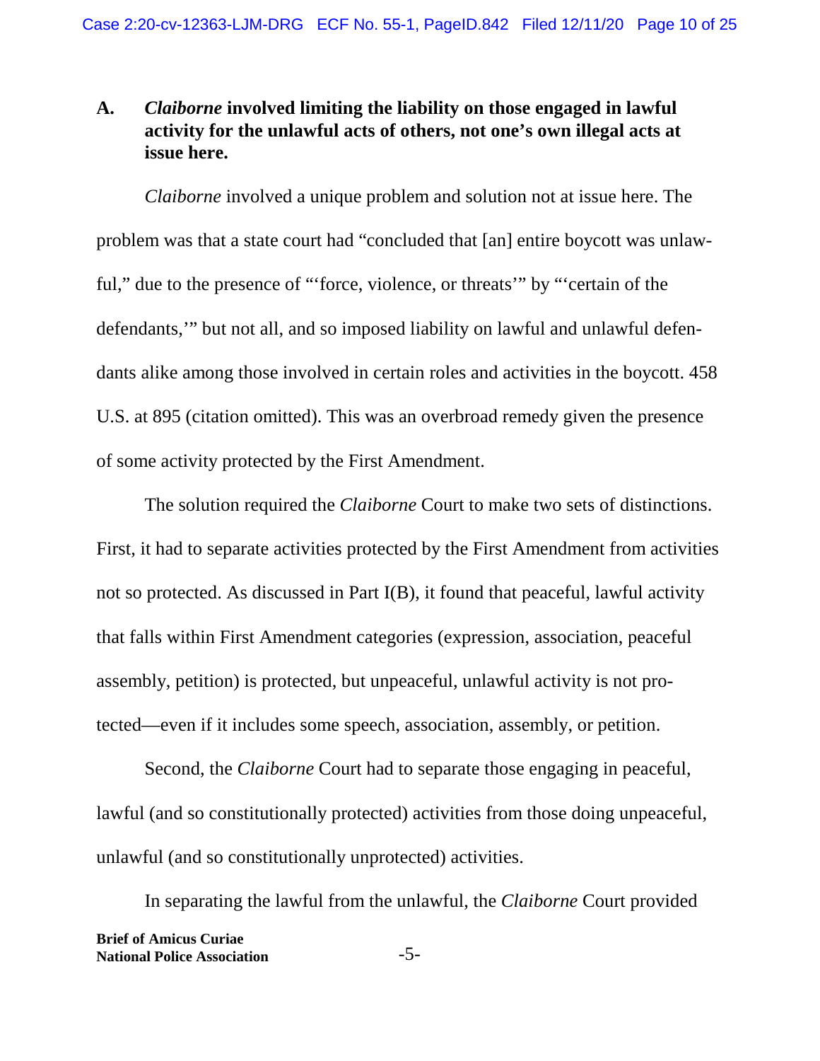### A. *Claiborne* involved limiting the liability on those engaged in lawful activity for the unlawful acts of others, not one's own illegal acts at issue here.

*Claiborne* involved a unique problem and solution not at issue here. The problem was that a state court had "concluded that [an] entire boycott was unlawful," due to the presence of "'force, violence, or threats'" by "'certain of the defendants,'" but not all, and so imposed liability on lawful and unlawful defendants alike among those involved in certain roles and activities in the boycott. 458 U.S. at 895 (citation omitted). This was an overbroad remedy given the presence of some activity protected by the First Amendment.

The solution required the *Claiborne* Court to make two sets of distinctions. First, it had to separate activities protected by the First Amendment from activities not so protected. As discussed in Part I(B), it found that peaceful, lawful activity that falls within First Amendment categories (expression, association, peaceful assembly, petition) is protected, but unpeaceful, unlawful activity is not protected—even if it includes some speech, association, assembly, or petition.

Second, the *Claiborne* Court had to separate those engaging in peaceful, lawful (and so constitutionally protected) activities from those doing unpeaceful, unlawful (and so constitutionally unprotected) activities.

In separating the lawful from the unlawful, the *Claiborne* Court provided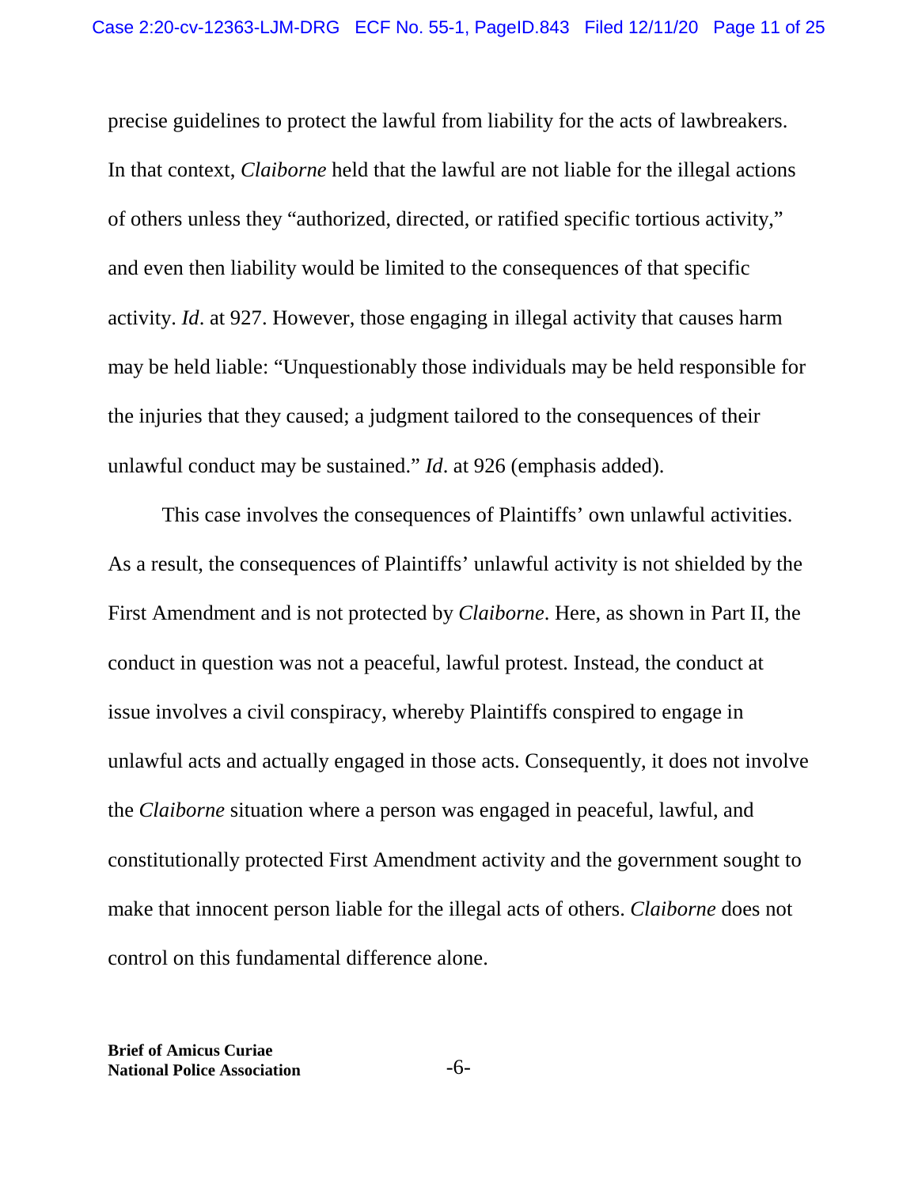precise guidelines to protect the lawful from liability for the acts of lawbreakers. In that context, *Claiborne* held that the lawful are not liable for the illegal actions of others unless they "authorized, directed, or ratified specific tortious activity," and even then liability would be limited to the consequences of that specific activity. *Id*. at 927. However, those engaging in illegal activity that causes harm may be held liable: "Unquestionably those individuals may be held responsible for the injuries that they caused; a judgment tailored to the consequences of their unlawful conduct may be sustained." *Id*. at 926 (emphasis added).

This case involves the consequences of Plaintiffs' own unlawful activities. As a result, the consequences of Plaintiffs' unlawful activity is not shielded by the First Amendment and is not protected by *Claiborne*. Here, as shown in Part II, the conduct in question was not a peaceful, lawful protest. Instead, the conduct at issue involves a civil conspiracy, whereby Plaintiffs conspired to engage in unlawful acts and actually engaged in those acts. Consequently, it does not involve the *Claiborne* situation where a person was engaged in peaceful, lawful, and constitutionally protected First Amendment activity and the government sought to make that innocent person liable for the illegal acts of others. *Claiborne* does not control on this fundamental difference alone.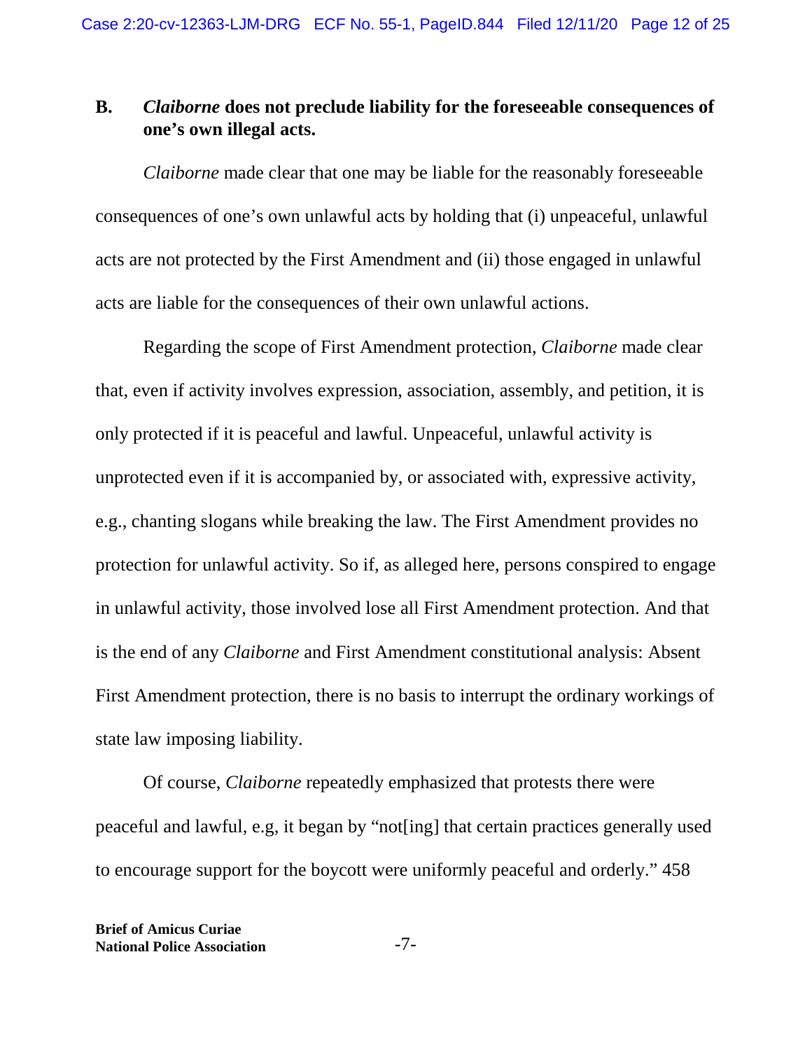### B. *Claiborne* does not preclude liability for the foreseeable consequences of one's own illegal acts.

*Claiborne* made clear that one may be liable for the reasonably foreseeable consequences of one's own unlawful acts by holding that (i) unpeaceful, unlawful acts are not protected by the First Amendment and (ii) those engaged in unlawful acts are liable for the consequences of their own unlawful actions.

Regarding the scope of First Amendment protection, *Claiborne* made clear that, even if activity involves expression, association, assembly, and petition, it is only protected if it is peaceful and lawful. Unpeaceful, unlawful activity is unprotected even if it is accompanied by, or associated with, expressive activity, e.g., chanting slogans while breaking the law. The First Amendment provides no protection for unlawful activity. So if, as alleged here, persons conspired to engage in unlawful activity, those involved lose all First Amendment protection. And that is the end of any *Claiborne* and First Amendment constitutional analysis: Absent First Amendment protection, there is no basis to interrupt the ordinary workings of state law imposing liability.

Of course, *Claiborne* repeatedly emphasized that protests there were peaceful and lawful, e.g, it began by "not[ing] that certain practices generally used to encourage support for the boycott were uniformly peaceful and orderly." 458

**Brief of Amicus Curiae**
**National Police Association**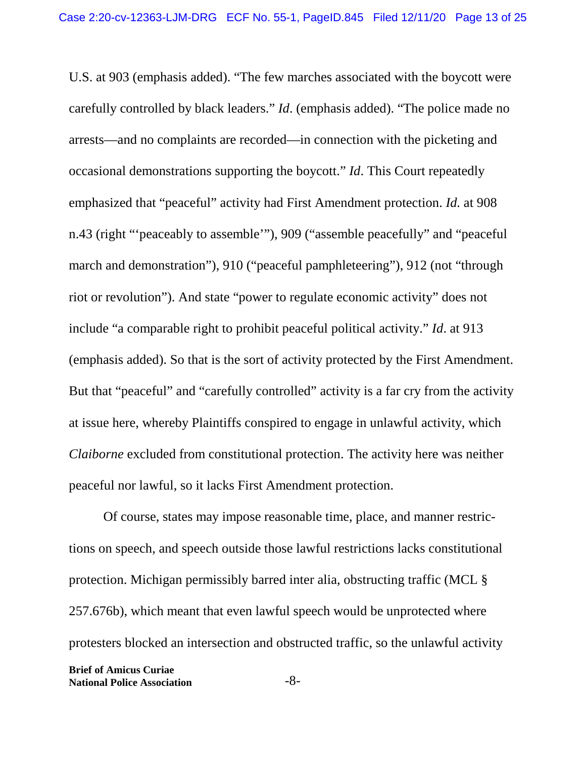U.S. at 903 (emphasis added). "The few marches associated with the boycott were carefully controlled by black leaders." *Id*. (emphasis added). "The police made no arrests—and no complaints are recorded—in connection with the picketing and occasional demonstrations supporting the boycott." *Id*. This Court repeatedly emphasized that "peaceful" activity had First Amendment protection. *Id.* at 908 n.43 (right "'peaceably to assemble'"), 909 ("assemble peacefully" and "peaceful march and demonstration"), 910 ("peaceful pamphleteering"), 912 (not "through riot or revolution"). And state "power to regulate economic activity" does not include "a comparable right to prohibit peaceful political activity." *Id*. at 913 (emphasis added). So that is the sort of activity protected by the First Amendment. But that "peaceful" and "carefully controlled" activity is a far cry from the activity at issue here, whereby Plaintiffs conspired to engage in unlawful activity, which *Claiborne* excluded from constitutional protection. The activity here was neither peaceful nor lawful, so it lacks First Amendment protection.

Of course, states may impose reasonable time, place, and manner restrictions on speech, and speech outside those lawful restrictions lacks constitutional protection. Michigan permissibly barred inter alia, obstructing traffic (MCL § 257.676b), which meant that even lawful speech would be unprotected where protesters blocked an intersection and obstructed traffic, so the unlawful activity

**Brief of Amicus Curiae**
**National Police Association**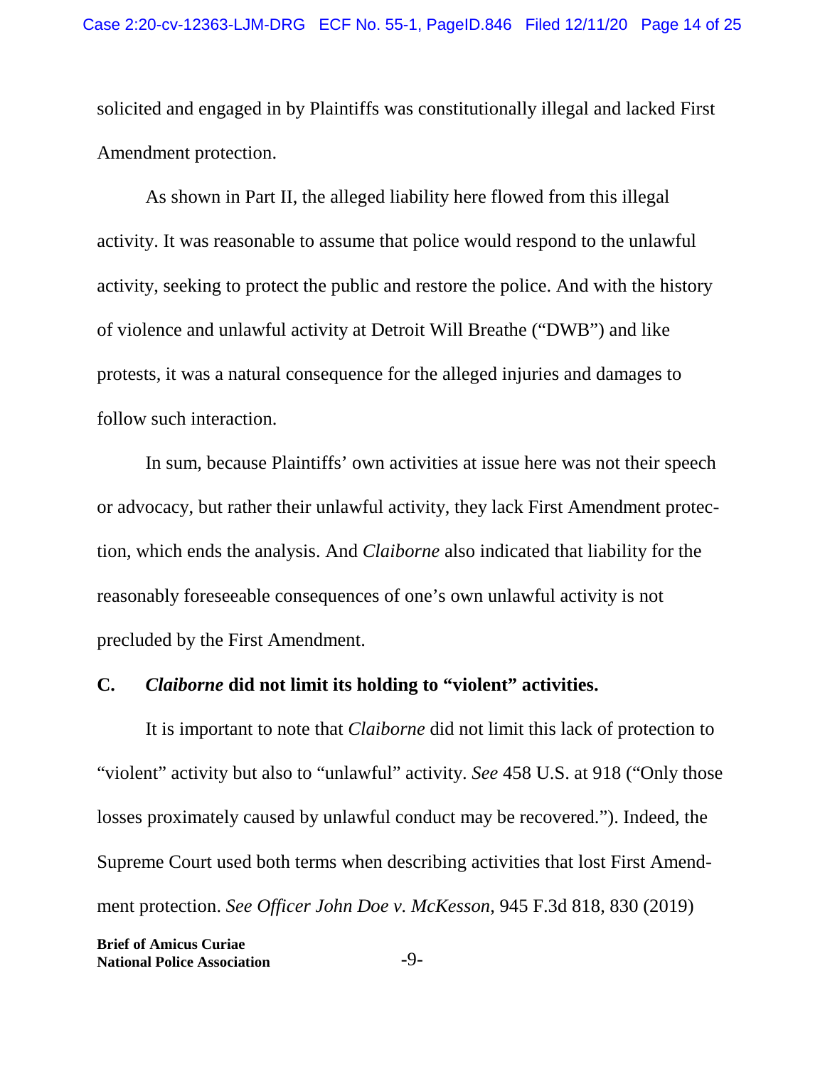solicited and engaged in by Plaintiffs was constitutionally illegal and lacked First Amendment protection.

As shown in Part II, the alleged liability here flowed from this illegal activity. It was reasonable to assume that police would respond to the unlawful activity, seeking to protect the public and restore the police. And with the history of violence and unlawful activity at Detroit Will Breathe ("DWB") and like protests, it was a natural consequence for the alleged injuries and damages to follow such interaction.

In sum, because Plaintiffs' own activities at issue here was not their speech or advocacy, but rather their unlawful activity, they lack First Amendment protection, which ends the analysis. And *Claiborne* also indicated that liability for the reasonably foreseeable consequences of one's own unlawful activity is not precluded by the First Amendment.

### C. *Claiborne* did not limit its holding to "violent" activities.

It is important to note that *Claiborne* did not limit this lack of protection to "violent" activity but also to "unlawful" activity. *See* 458 U.S. at 918 ("Only those losses proximately caused by unlawful conduct may be recovered."). Indeed, the Supreme Court used both terms when describing activities that lost First Amendment protection. *See Officer John Doe v. McKesson*, 945 F.3d 818, 830 (2019)

**Brief of Amicus Curiae**
**National Police Association**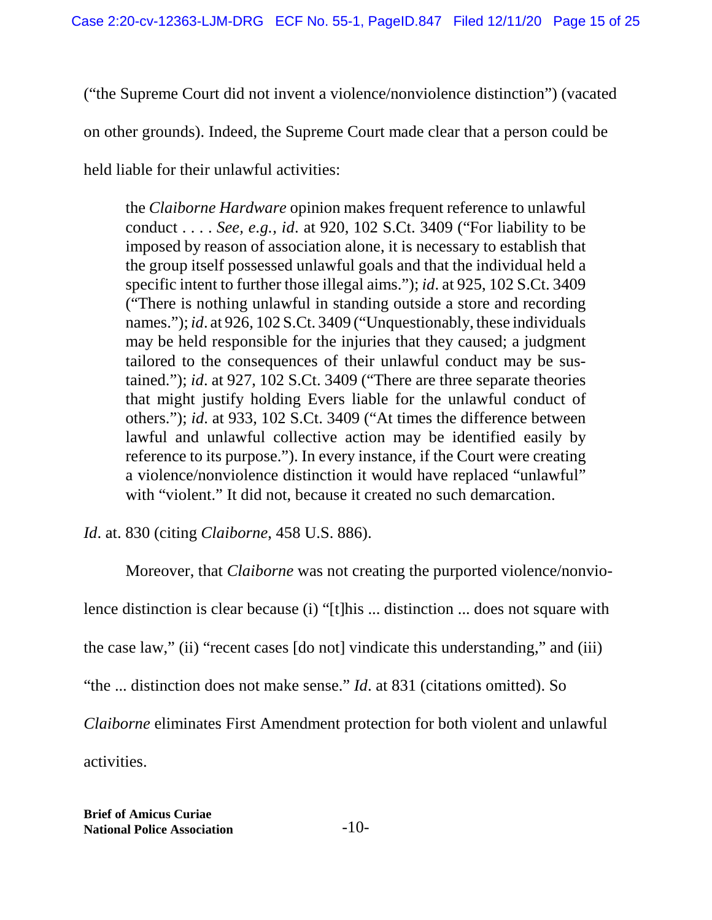("the Supreme Court did not invent a violence/nonviolence distinction") (vacated on other grounds). Indeed, the Supreme Court made clear that a person could be held liable for their unlawful activities:

> the *Claiborne Hardware* opinion makes frequent reference to unlawful conduct . . . . *See, e.g.*, *id*. at 920, 102 S.Ct. 3409 ("For liability to be imposed by reason of association alone, it is necessary to establish that the group itself possessed unlawful goals and that the individual held a specific intent to further those illegal aims."); *id*. at 925, 102 S.Ct. 3409 ("There is nothing unlawful in standing outside a store and recording names."); *id*. at 926, 102 S.Ct. 3409 ("Unquestionably, these individuals may be held responsible for the injuries that they caused; a judgment tailored to the consequences of their unlawful conduct may be sustained."); *id*. at 927, 102 S.Ct. 3409 ("There are three separate theories that might justify holding Evers liable for the unlawful conduct of others."); *id*. at 933, 102 S.Ct. 3409 ("At times the difference between lawful and unlawful collective action may be identified easily by reference to its purpose."). In every instance, if the Court were creating a violence/nonviolence distinction it would have replaced "unlawful" with "violent." It did not, because it created no such demarcation.

*Id*. at. 830 (citing *Claiborne*, 458 U.S. 886).

Moreover, that *Claiborne* was not creating the purported violence/nonviolence distinction is clear because (i) "[t]his ... distinction ... does not square with the case law," (ii) "recent cases [do not] vindicate this understanding," and (iii) "the ... distinction does not make sense." *Id*. at 831 (citations omitted). So *Claiborne* eliminates First Amendment protection for both violent and unlawful activities.

**Brief of Amicus Curiae**
**National Police Association**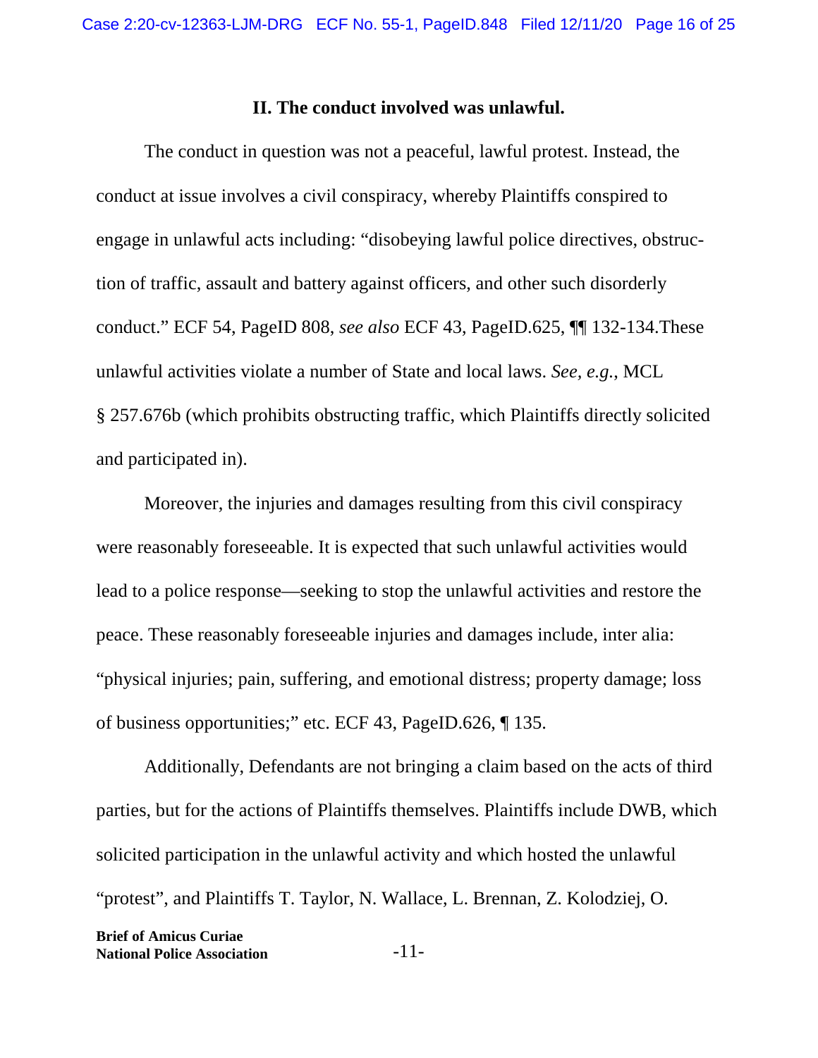## II. The conduct involved was unlawful.

The conduct in question was not a peaceful, lawful protest. Instead, the conduct at issue involves a civil conspiracy, whereby Plaintiffs conspired to engage in unlawful acts including: "disobeying lawful police directives, obstruction of traffic, assault and battery against officers, and other such disorderly conduct." ECF 54, PageID 808, *see also* ECF 43, PageID.625, ¶¶ 132-134.These unlawful activities violate a number of State and local laws. *See, e.g.*, MCL § 257.676b (which prohibits obstructing traffic, which Plaintiffs directly solicited and participated in).

Moreover, the injuries and damages resulting from this civil conspiracy were reasonably foreseeable. It is expected that such unlawful activities would lead to a police response—seeking to stop the unlawful activities and restore the peace. These reasonably foreseeable injuries and damages include, inter alia: "physical injuries; pain, suffering, and emotional distress; property damage; loss of business opportunities;" etc. ECF 43, PageID.626, ¶ 135.

Additionally, Defendants are not bringing a claim based on the acts of third parties, but for the actions of Plaintiffs themselves. Plaintiffs include DWB, which solicited participation in the unlawful activity and which hosted the unlawful "protest", and Plaintiffs T. Taylor, N. Wallace, L. Brennan, Z. Kolodziej, O.

**Brief of Amicus Curiae**
**National Police Association**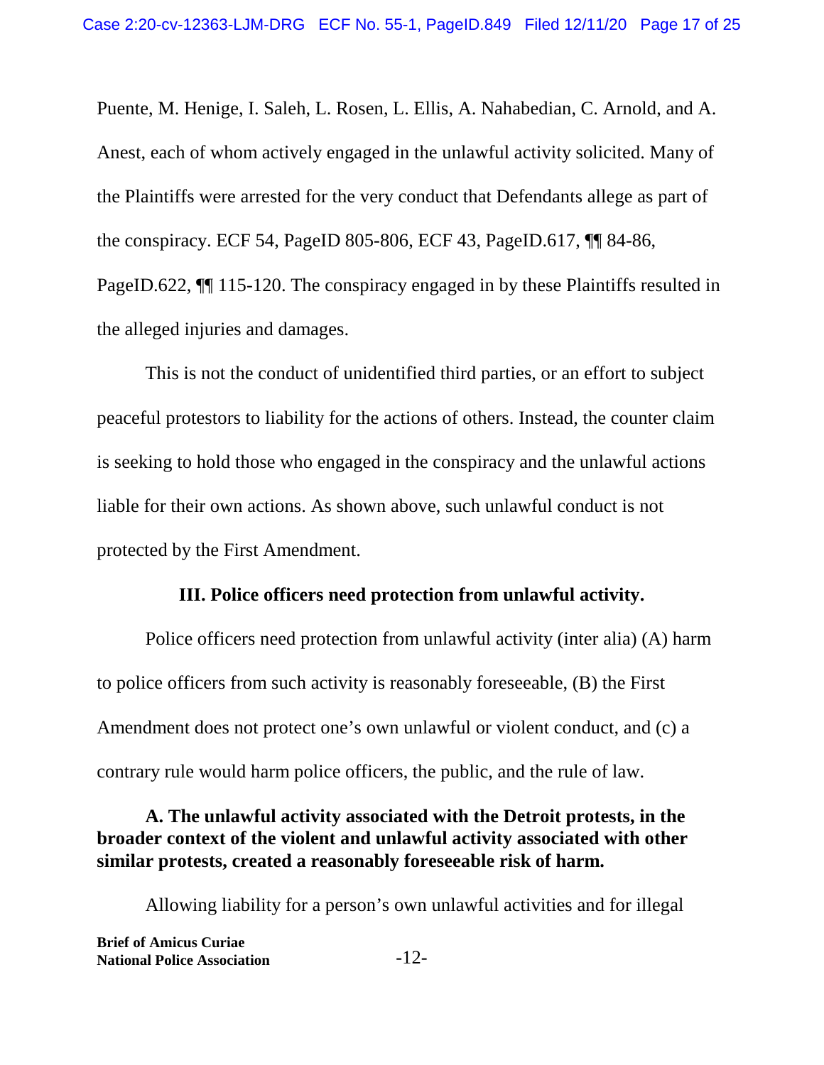Puente, M. Henige, I. Saleh, L. Rosen, L. Ellis, A. Nahabedian, C. Arnold, and A. Anest, each of whom actively engaged in the unlawful activity solicited. Many of the Plaintiffs were arrested for the very conduct that Defendants allege as part of the conspiracy. ECF 54, PageID 805-806, ECF 43, PageID.617, ¶¶ 84-86, PageID.622, ¶¶ 115-120. The conspiracy engaged in by these Plaintiffs resulted in the alleged injuries and damages.

This is not the conduct of unidentified third parties, or an effort to subject peaceful protestors to liability for the actions of others. Instead, the counter claim is seeking to hold those who engaged in the conspiracy and the unlawful actions liable for their own actions. As shown above, such unlawful conduct is not protected by the First Amendment.

### III. Police officers need protection from unlawful activity.

Police officers need protection from unlawful activity (inter alia) (A) harm to police officers from such activity is reasonably foreseeable, (B) the First Amendment does not protect one's own unlawful or violent conduct, and (c) a contrary rule would harm police officers, the public, and the rule of law.

#### A. The unlawful activity associated with the Detroit protests, in the broader context of the violent and unlawful activity associated with other similar protests, created a reasonably foreseeable risk of harm.

Allowing liability for a person's own unlawful activities and for illegal

**Brief of Amicus Curiae**
**National Police Association**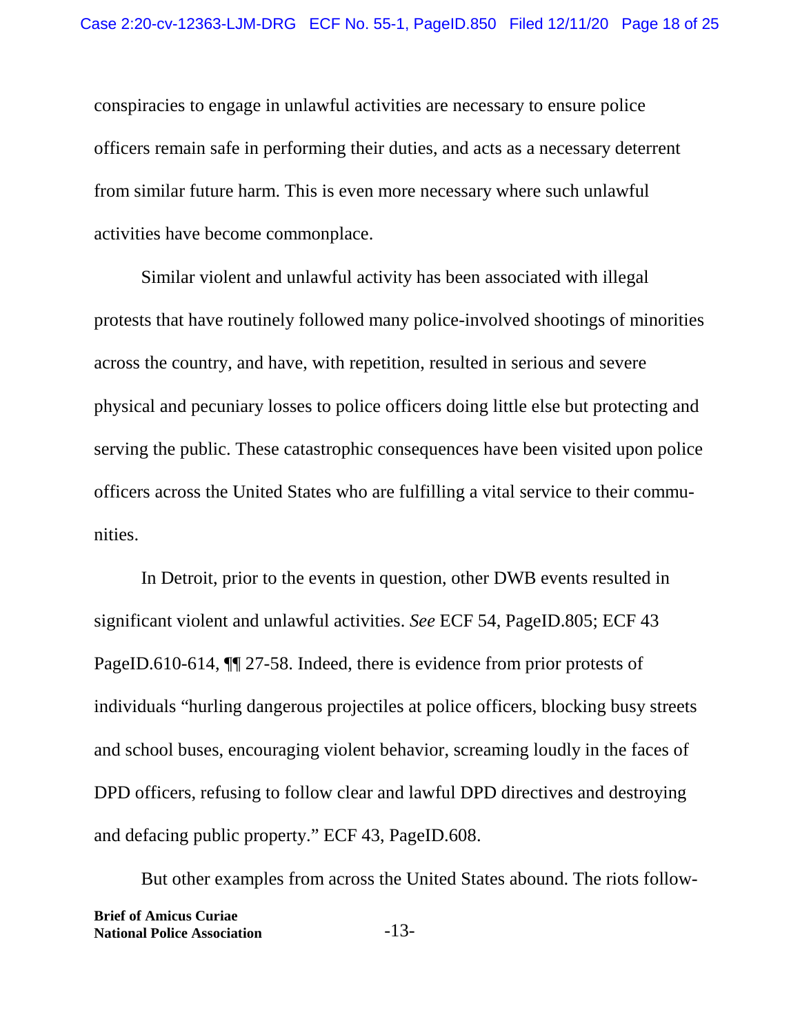conspiracies to engage in unlawful activities are necessary to ensure police officers remain safe in performing their duties, and acts as a necessary deterrent from similar future harm. This is even more necessary where such unlawful activities have become commonplace.

Similar violent and unlawful activity has been associated with illegal protests that have routinely followed many police-involved shootings of minorities across the country, and have, with repetition, resulted in serious and severe physical and pecuniary losses to police officers doing little else but protecting and serving the public. These catastrophic consequences have been visited upon police officers across the United States who are fulfilling a vital service to their communities.

In Detroit, prior to the events in question, other DWB events resulted in significant violent and unlawful activities. *See* ECF 54, PageID.805; ECF 43 PageID.610-614, ¶¶ 27-58. Indeed, there is evidence from prior protests of individuals "hurling dangerous projectiles at police officers, blocking busy streets and school buses, encouraging violent behavior, screaming loudly in the faces of DPD officers, refusing to follow clear and lawful DPD directives and destroying and defacing public property." ECF 43, PageID.608.

But other examples from across the United States abound. The riots follow-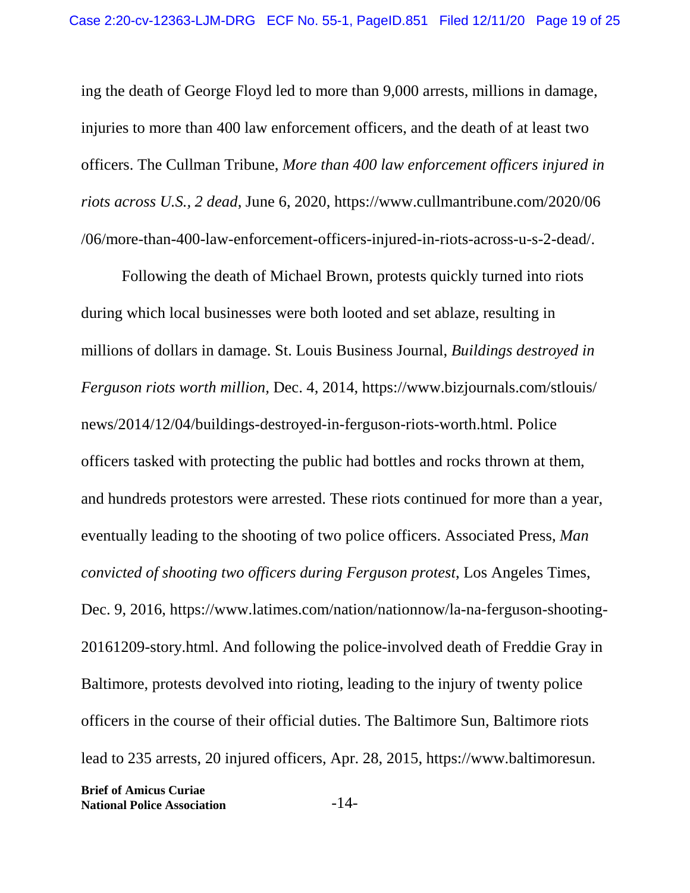ing the death of George Floyd led to more than 9,000 arrests, millions in damage, injuries to more than 400 law enforcement officers, and the death of at least two officers. The Cullman Tribune, *More than 400 law enforcement officers injured in riots across U.S., 2 dead*, June 6, 2020, https://www.cullmantribune.com/2020/06/06/more-than-400-law-enforcement-officers-injured-in-riots-across-u-s-2-dead/.

Following the death of Michael Brown, protests quickly turned into riots during which local businesses were both looted and set ablaze, resulting in millions of dollars in damage. St. Louis Business Journal, *Buildings destroyed in Ferguson riots worth million*, Dec. 4, 2014, https://www.bizjournals.com/stlouis/news/2014/12/04/buildings-destroyed-in-ferguson-riots-worth.html. Police officers tasked with protecting the public had bottles and rocks thrown at them, and hundreds protestors were arrested. These riots continued for more than a year, eventually leading to the shooting of two police officers. Associated Press, *Man convicted of shooting two officers during Ferguson protest*, Los Angeles Times, Dec. 9, 2016, https://www.latimes.com/nation/nationnow/la-na-ferguson-shooting-20161209-story.html. And following the police-involved death of Freddie Gray in Baltimore, protests devolved into rioting, leading to the injury of twenty police officers in the course of their official duties. The Baltimore Sun, Baltimore riots lead to 235 arrests, 20 injured officers, Apr. 28, 2015, https://www.baltimoresun.

**Brief of Amicus Curiae**
**National Police Association**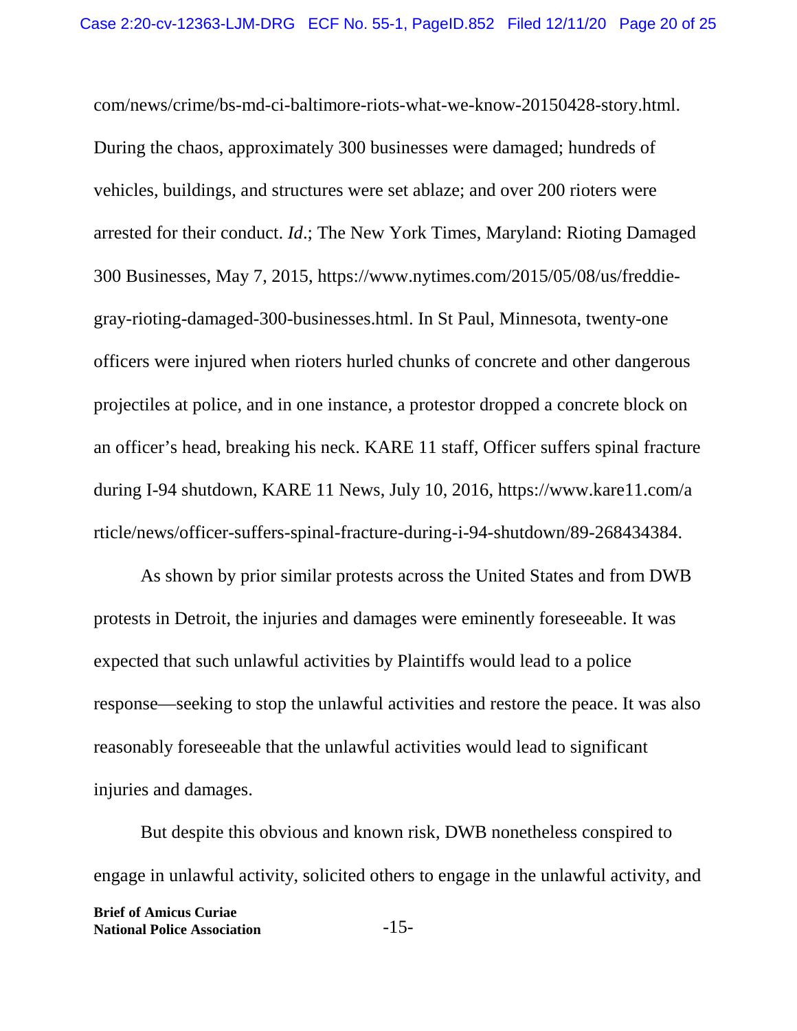com/news/crime/bs-md-ci-baltimore-riots-what-we-know-20150428-story.html. During the chaos, approximately 300 businesses were damaged; hundreds of vehicles, buildings, and structures were set ablaze; and over 200 rioters were arrested for their conduct. *Id*.; The New York Times, Maryland: Rioting Damaged 300 Businesses, May 7, 2015, https://www.nytimes.com/2015/05/08/us/freddie-gray-rioting-damaged-300-businesses.html. In St Paul, Minnesota, twenty-one officers were injured when rioters hurled chunks of concrete and other dangerous projectiles at police, and in one instance, a protestor dropped a concrete block on an officer's head, breaking his neck. KARE 11 staff, Officer suffers spinal fracture during I-94 shutdown, KARE 11 News, July 10, 2016, https://www.kare11.com/article/news/officer-suffers-spinal-fracture-during-i-94-shutdown/89-268434384.

As shown by prior similar protests across the United States and from DWB protests in Detroit, the injuries and damages were eminently foreseeable. It was expected that such unlawful activities by Plaintiffs would lead to a police response—seeking to stop the unlawful activities and restore the peace. It was also reasonably foreseeable that the unlawful activities would lead to significant injuries and damages.

But despite this obvious and known risk, DWB nonetheless conspired to engage in unlawful activity, solicited others to engage in the unlawful activity, and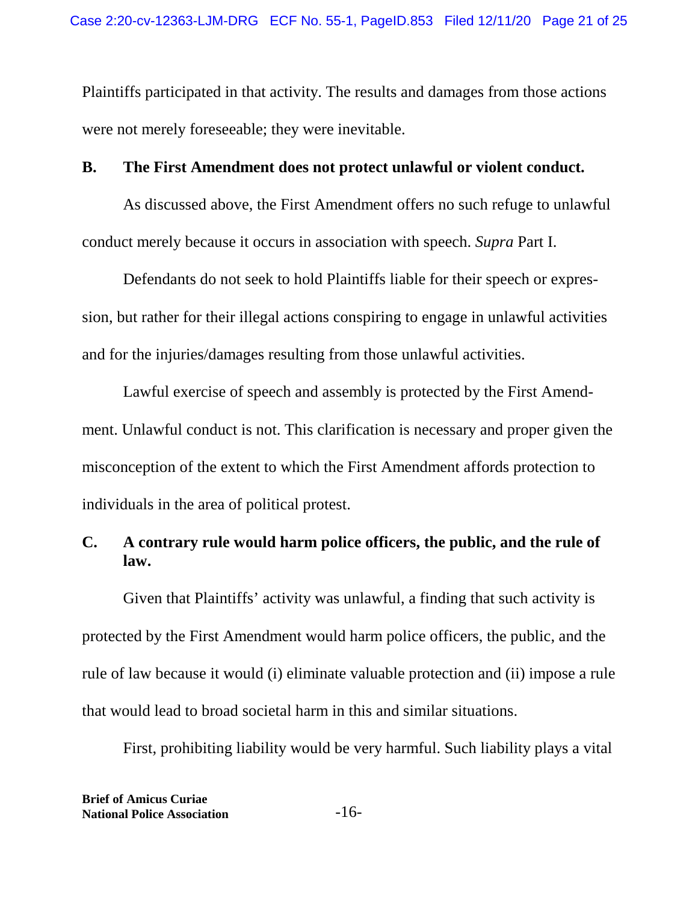Plaintiffs participated in that activity. The results and damages from those actions were not merely foreseeable; they were inevitable.

### B. The First Amendment does not protect unlawful or violent conduct.

As discussed above, the First Amendment offers no such refuge to unlawful conduct merely because it occurs in association with speech. *Supra* Part I.

Defendants do not seek to hold Plaintiffs liable for their speech or expression, but rather for their illegal actions conspiring to engage in unlawful activities and for the injuries/damages resulting from those unlawful activities.

Lawful exercise of speech and assembly is protected by the First Amendment. Unlawful conduct is not. This clarification is necessary and proper given the misconception of the extent to which the First Amendment affords protection to individuals in the area of political protest.

### C. A contrary rule would harm police officers, the public, and the rule of law.

Given that Plaintiffs' activity was unlawful, a finding that such activity is protected by the First Amendment would harm police officers, the public, and the rule of law because it would (i) eliminate valuable protection and (ii) impose a rule that would lead to broad societal harm in this and similar situations.

First, prohibiting liability would be very harmful. Such liability plays a vital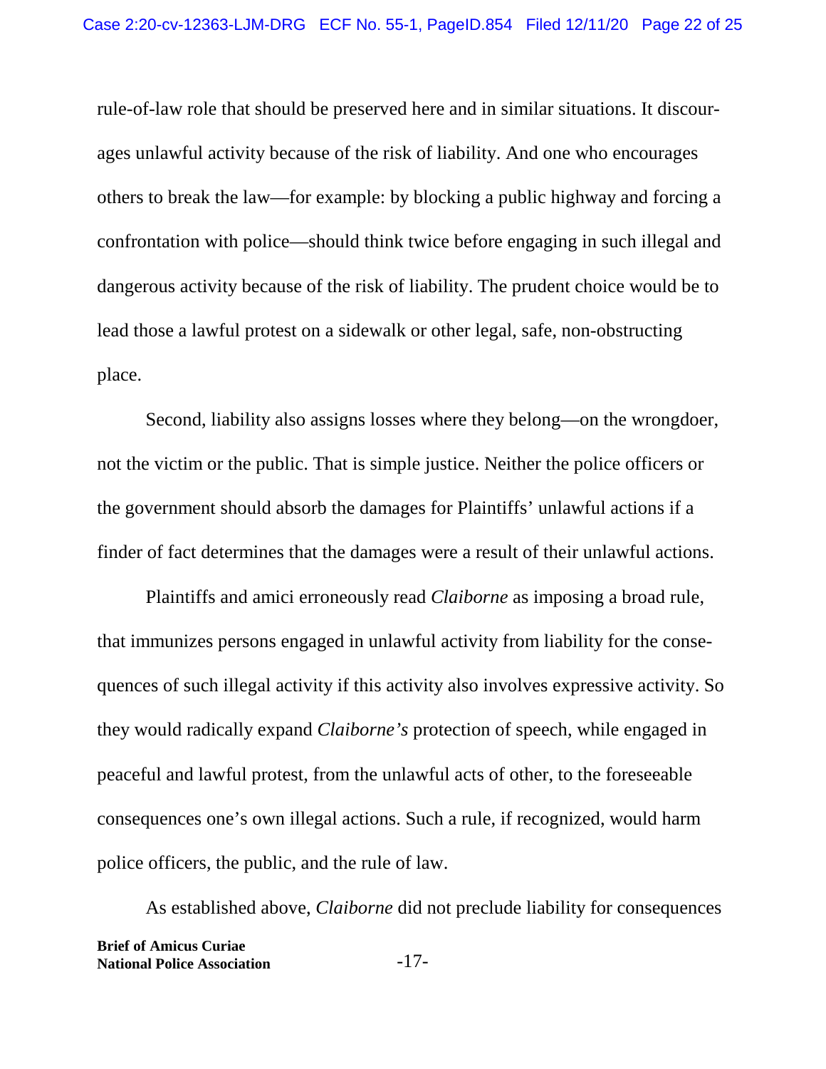rule-of-law role that should be preserved here and in similar situations. It discourages unlawful activity because of the risk of liability. And one who encourages others to break the law—for example: by blocking a public highway and forcing a confrontation with police—should think twice before engaging in such illegal and dangerous activity because of the risk of liability. The prudent choice would be to lead those a lawful protest on a sidewalk or other legal, safe, non-obstructing place.

Second, liability also assigns losses where they belong—on the wrongdoer, not the victim or the public. That is simple justice. Neither the police officers or the government should absorb the damages for Plaintiffs' unlawful actions if a finder of fact determines that the damages were a result of their unlawful actions.

Plaintiffs and amici erroneously read *Claiborne* as imposing a broad rule, that immunizes persons engaged in unlawful activity from liability for the consequences of such illegal activity if this activity also involves expressive activity. So they would radically expand *Claiborne's* protection of speech, while engaged in peaceful and lawful protest, from the unlawful acts of other, to the foreseeable consequences one's own illegal actions. Such a rule, if recognized, would harm police officers, the public, and the rule of law.

As established above, *Claiborne* did not preclude liability for consequences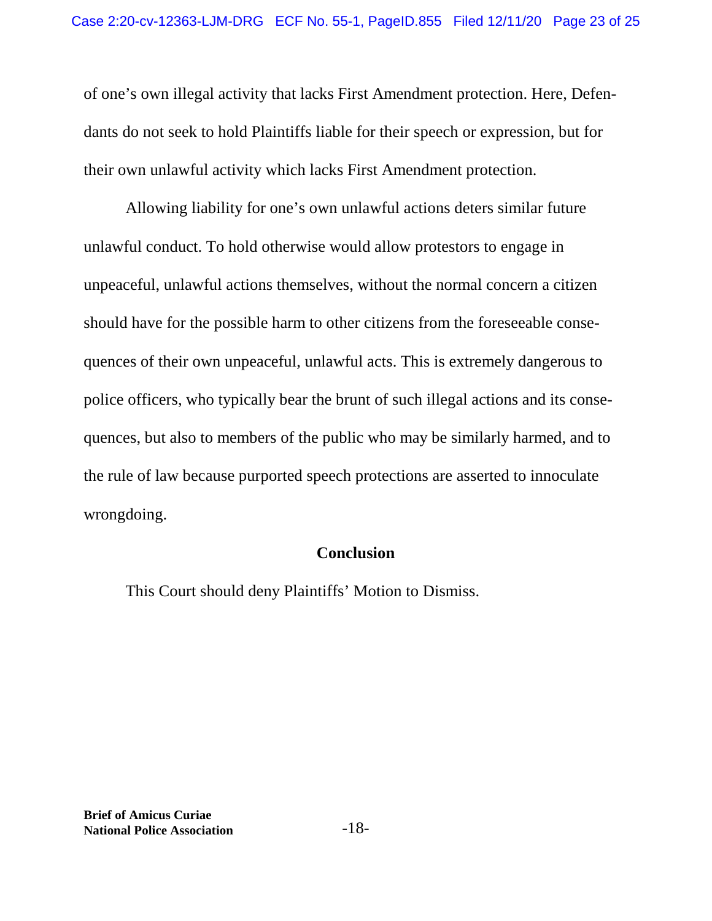of one's own illegal activity that lacks First Amendment protection. Here, Defendants do not seek to hold Plaintiffs liable for their speech or expression, but for their own unlawful activity which lacks First Amendment protection.

Allowing liability for one's own unlawful actions deters similar future unlawful conduct. To hold otherwise would allow protestors to engage in unpeaceful, unlawful actions themselves, without the normal concern a citizen should have for the possible harm to other citizens from the foreseeable consequences of their own unpeaceful, unlawful acts. This is extremely dangerous to police officers, who typically bear the brunt of such illegal actions and its consequences, but also to members of the public who may be similarly harmed, and to the rule of law because purported speech protections are asserted to innoculate wrongdoing.

## Conclusion

This Court should deny Plaintiffs' Motion to Dismiss.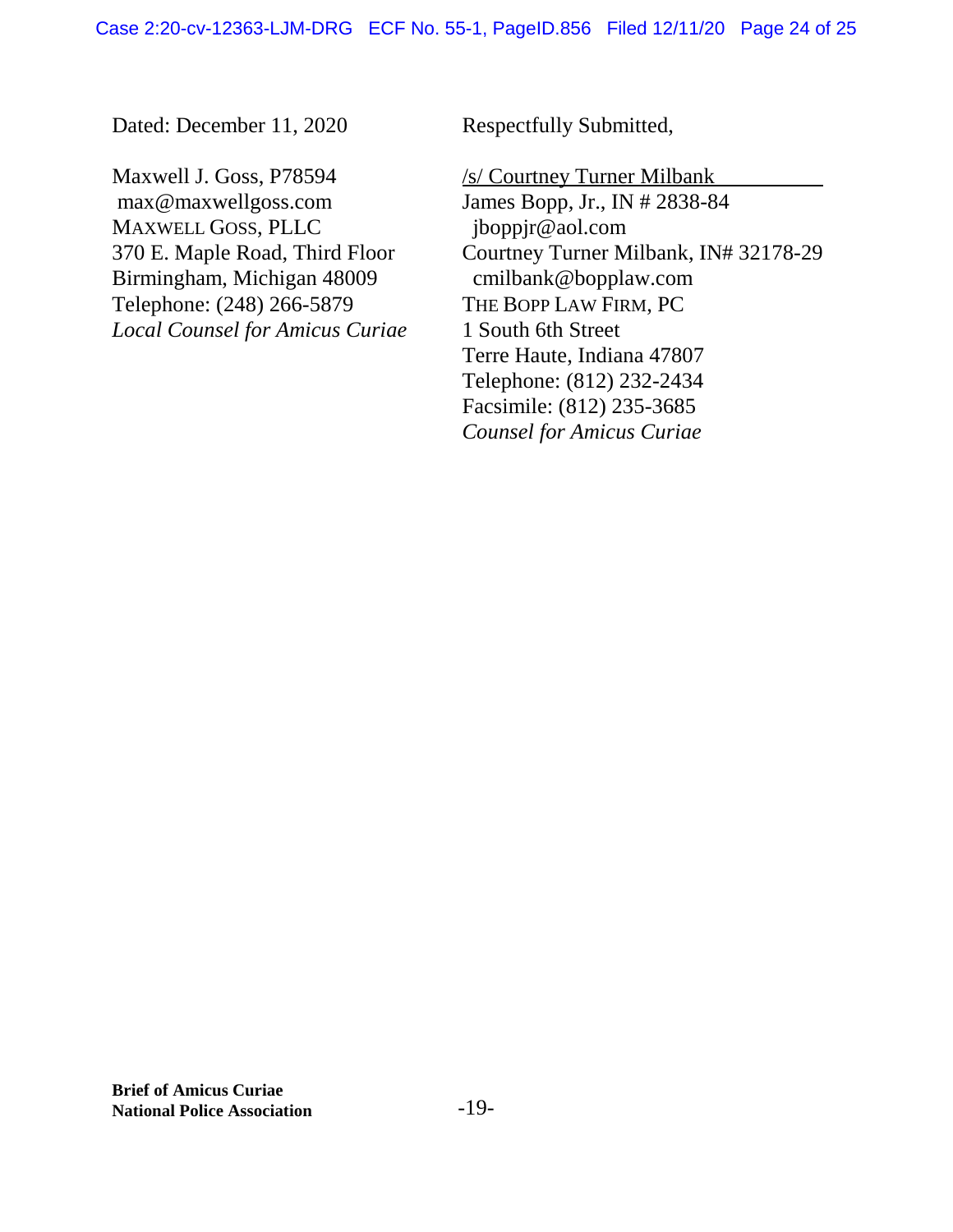Dated: December 11, 2020

Respectfully Submitted,

/s/ Courtney Turner Milbank
James Bopp, Jr., IN # 2838-84
jboppjr@aol.com
Courtney Turner Milbank, IN# 32178-29
cmilbank@bopplaw.com
THE BOPP LAW FIRM, PC
1 South 6th Street
Terre Haute, Indiana 47807
Telephone: (812) 232-2434
Facsimile: (812) 235-3685
*Counsel for Amicus Curiae*

Maxwell J. Goss, P78594
max@maxwellgoss.com
MAXWELL GOSS, PLLC
370 E. Maple Road, Third Floor
Birmingham, Michigan 48009
Telephone: (248) 266-5879
*Local Counsel for Amicus Curiae*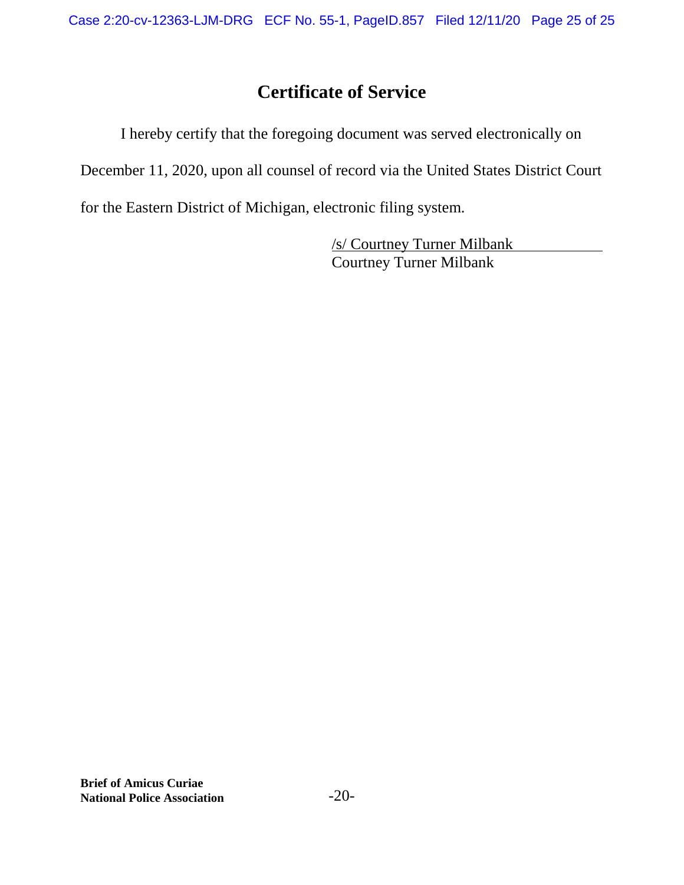# Certificate of Service

I hereby certify that the foregoing document was served electronically on December 11, 2020, upon all counsel of record via the United States District Court for the Eastern District of Michigan, electronic filing system.

/s/ Courtney Turner Milbank
Courtney Turner Milbank